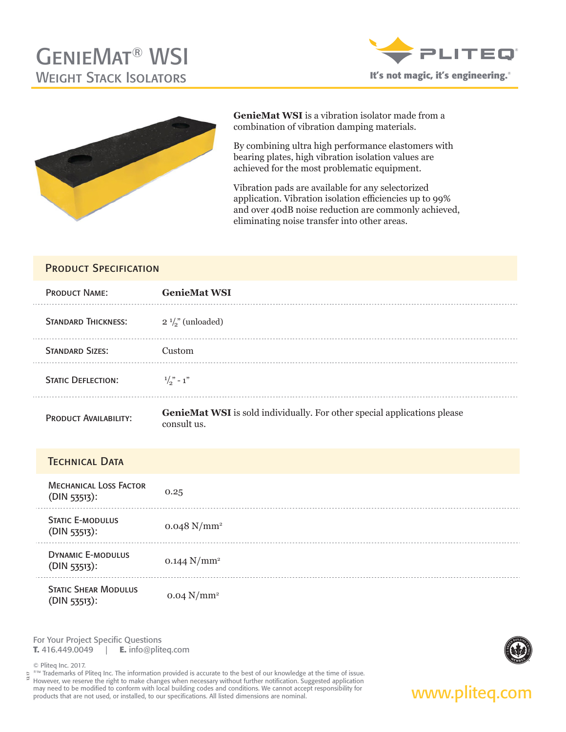# GenieMat® WSI

## Weight Stack Isolators

It's not magic, it's engineering.®

**GenieMat WSI** is a vibration isolator made from a combination of vibration damping materials.

By combining ultra high performance elastomers with bearing plates, high vibration isolation values are achieved for the most problematic equipment.

Vibration pads are available for any selectorized application. Vibration isolation efficiencies up to 99% and over 40dB noise reduction are commonly achieved, eliminating noise transfer into other areas.

## Product Specification

| | |
|---|---|
| Product Name: | **GenieMat WSI** |
| Standard Thickness: | 2 1/2" (unloaded) |
| Standard Sizes: | Custom |
| Static Deflection: | 1/2" - 1" |
| Product Availability: | **GenieMat WSI** is sold individually. For other special applications please consult us. |

## Technical Data

| | |
|---|---|
| Mechanical Loss Factor (DIN 53513): | 0.25 |
| Static E-modulus (DIN 53513): | 0.048 N/mm² |
| Dynamic E-modulus (DIN 53513): | 0.144 N/mm² |
| Static Shear Modulus (DIN 53513): | 0.04 N/mm² |

For Your Project Specific Questions
**T.** 416.449.0049 | **E.** info@pliteq.com

© Pliteq Inc. 2017.
®™ Trademarks of Pliteq Inc. The information provided is accurate to the best of our knowledge at the time of issue. However, we reserve the right to make changes when necessary without further notification. Suggested application may need to be modified to conform with local building codes and conditions. We cannot accept responsibility for products that are not used, or installed, to our specifications. All listed dimensions are nominal.

www.pliteq.com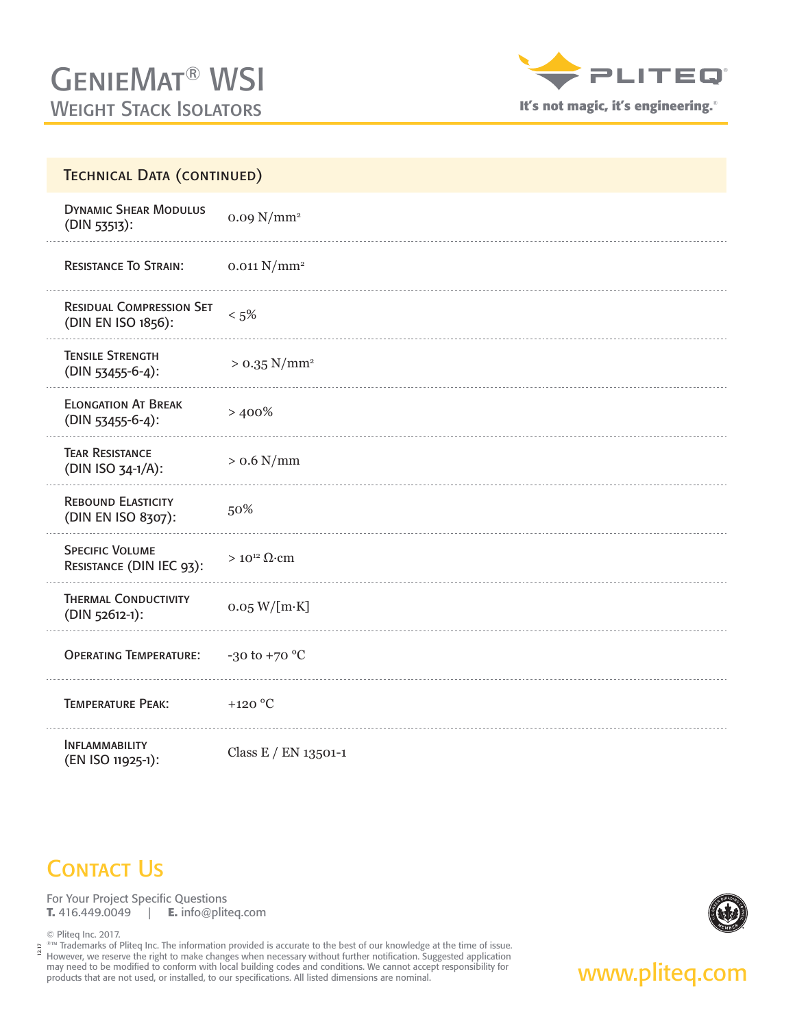# GenieMat® WSI

## Weight Stack Isolators

It's not magic, it's engineering.®

## Technical Data (continued)

| | |
|---|---|
| Dynamic Shear Modulus (DIN 53513): | 0.09 $N/mm^2$ |
| Resistance To Strain: | 0.011 $N/mm^2$ |
| Residual Compression Set (DIN EN ISO 1856): | < 5% |
| Tensile Strength (DIN 53455-6-4): | > 0.35 $N/mm^2$ |
| Elongation At Break (DIN 53455-6-4): | > 400% |
| Tear Resistance (DIN ISO 34-1/A): | > 0.6 N/mm |
| Rebound Elasticity (DIN EN ISO 8307): | 50% |
| Specific Volume Resistance (DIN IEC 93): | > $10^{12}$ Ω·cm |
| Thermal Conductivity (DIN 52612-1): | 0.05 W/[m·K] |
| Operating Temperature: | -30 to +70 °C |
| Temperature Peak: | +120 °C |
| Inflammability (EN ISO 11925-1): | Class E / EN 13501-1 |

## Contact Us

For Your Project Specific Questions
**T.** 416.449.0049 | **E.** info@pliteq.com

© Pliteq Inc. 2017.
®™ Trademarks of Pliteq Inc. The information provided is accurate to the best of our knowledge at the time of issue. However, we reserve the right to make changes when necessary without further notification. Suggested application may need to be modified to conform with local building codes and conditions. We cannot accept responsibility for products that are not used, or installed, to our specifications. All listed dimensions are nominal.

12.17

www.pliteq.com